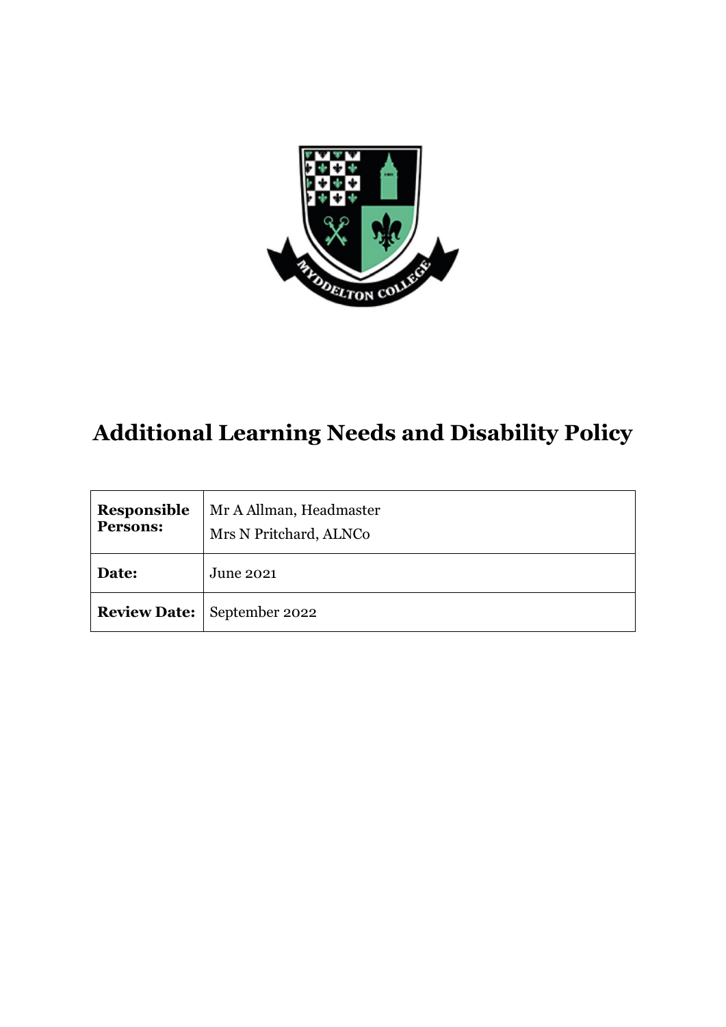# Additional Learning Needs and Disability Policy

| **Responsible Persons:** | Mr A Allman, Headmaster<br>Mrs N Pritchard, ALNCo |
|---|---|
| **Date:** | June 2021 |
| **Review Date:** | September 2022 |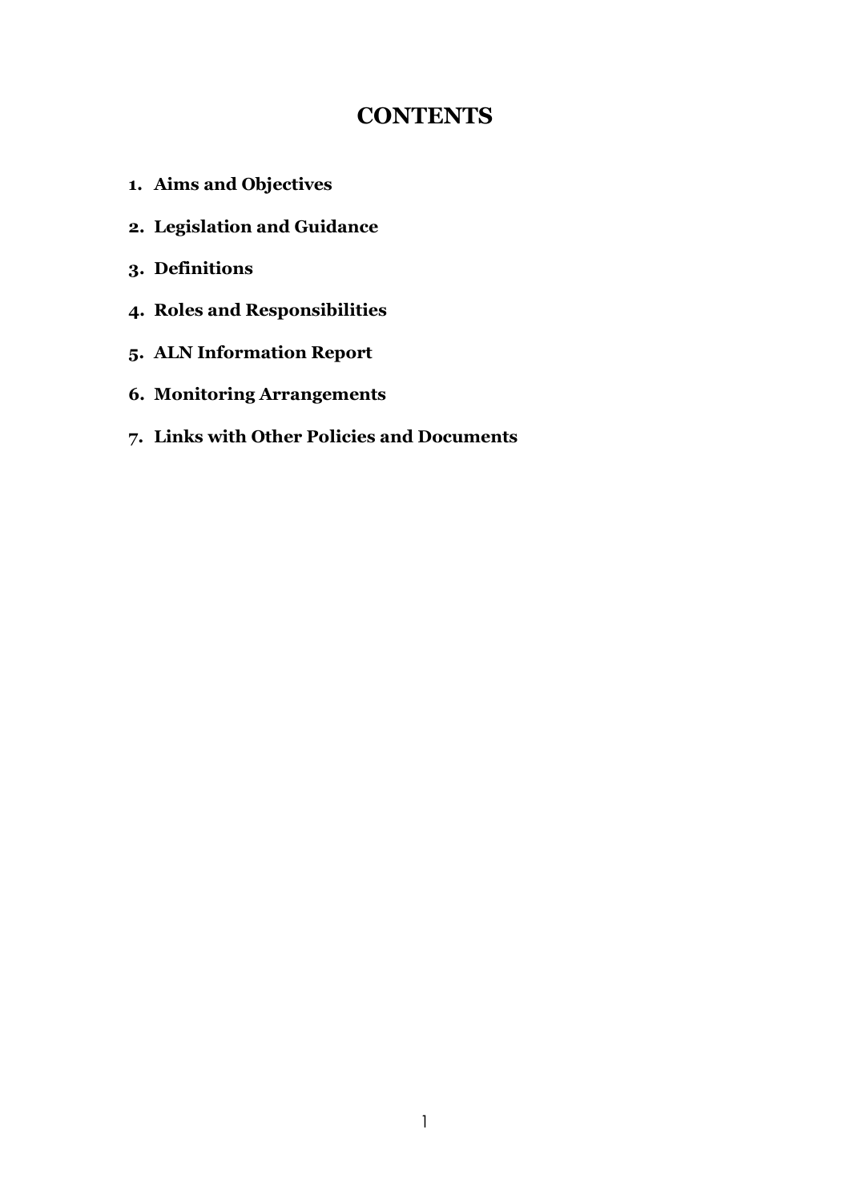# CONTENTS

1. **Aims and Objectives**
2. **Legislation and Guidance**
3. **Definitions**
4. **Roles and Responsibilities**
5. **ALN Information Report**
6. **Monitoring Arrangements**
7. **Links with Other Policies and Documents**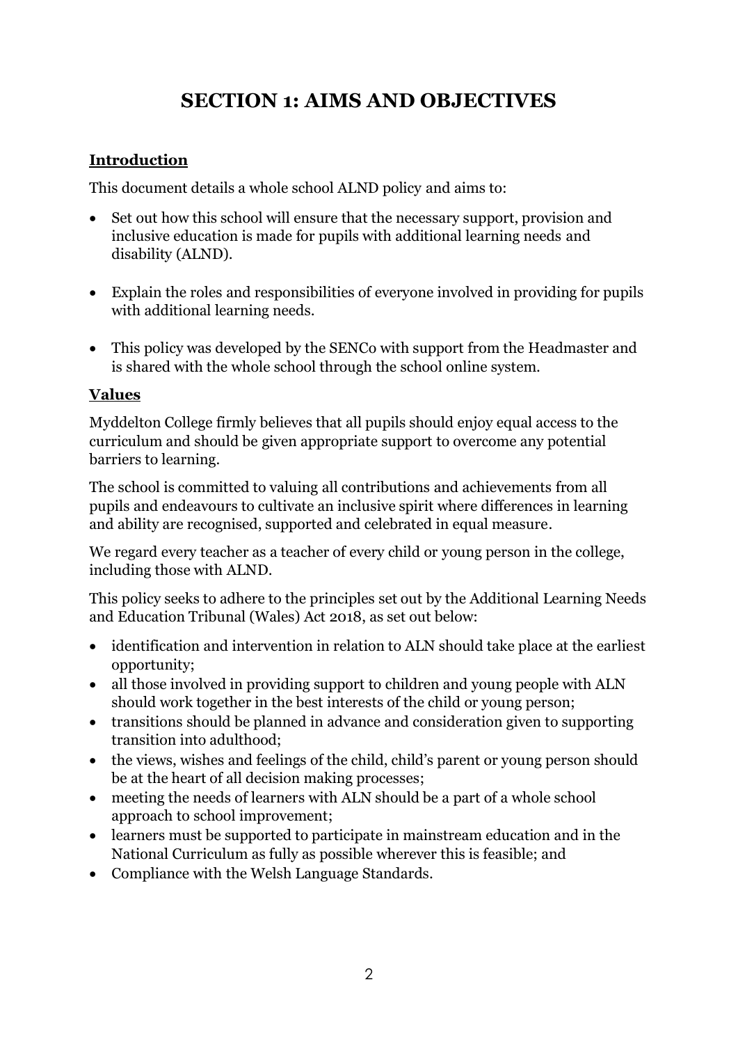# SECTION 1: AIMS AND OBJECTIVES

## Introduction

This document details a whole school ALND policy and aims to:

- Set out how this school will ensure that the necessary support, provision and inclusive education is made for pupils with additional learning needs and disability (ALND).
- Explain the roles and responsibilities of everyone involved in providing for pupils with additional learning needs.
- This policy was developed by the SENCo with support from the Headmaster and is shared with the whole school through the school online system.

## Values

Myddelton College firmly believes that all pupils should enjoy equal access to the curriculum and should be given appropriate support to overcome any potential barriers to learning.

The school is committed to valuing all contributions and achievements from all pupils and endeavours to cultivate an inclusive spirit where differences in learning and ability are recognised, supported and celebrated in equal measure.

We regard every teacher as a teacher of every child or young person in the college, including those with ALND.

This policy seeks to adhere to the principles set out by the Additional Learning Needs and Education Tribunal (Wales) Act 2018, as set out below:

- identification and intervention in relation to ALN should take place at the earliest opportunity;
- all those involved in providing support to children and young people with ALN should work together in the best interests of the child or young person;
- transitions should be planned in advance and consideration given to supporting transition into adulthood;
- the views, wishes and feelings of the child, child's parent or young person should be at the heart of all decision making processes;
- meeting the needs of learners with ALN should be a part of a whole school approach to school improvement;
- learners must be supported to participate in mainstream education and in the National Curriculum as fully as possible wherever this is feasible; and
- Compliance with the Welsh Language Standards.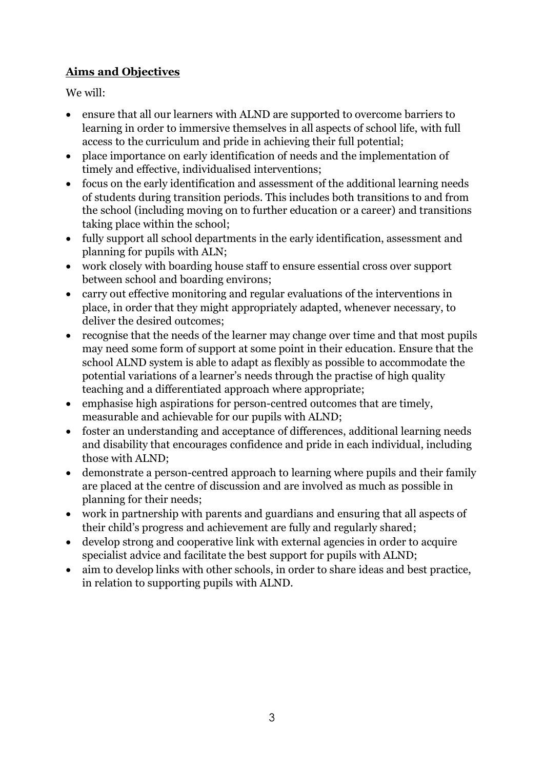## **Aims and Objectives**

We will:

- ensure that all our learners with ALND are supported to overcome barriers to learning in order to immersive themselves in all aspects of school life, with full access to the curriculum and pride in achieving their full potential;
- place importance on early identification of needs and the implementation of timely and effective, individualised interventions;
- focus on the early identification and assessment of the additional learning needs of students during transition periods. This includes both transitions to and from the school (including moving on to further education or a career) and transitions taking place within the school;
- fully support all school departments in the early identification, assessment and planning for pupils with ALN;
- work closely with boarding house staff to ensure essential cross over support between school and boarding environs;
- carry out effective monitoring and regular evaluations of the interventions in place, in order that they might appropriately adapted, whenever necessary, to deliver the desired outcomes;
- recognise that the needs of the learner may change over time and that most pupils may need some form of support at some point in their education. Ensure that the school ALND system is able to adapt as flexibly as possible to accommodate the potential variations of a learner's needs through the practise of high quality teaching and a differentiated approach where appropriate;
- emphasise high aspirations for person-centred outcomes that are timely, measurable and achievable for our pupils with ALND;
- foster an understanding and acceptance of differences, additional learning needs and disability that encourages confidence and pride in each individual, including those with ALND;
- demonstrate a person-centred approach to learning where pupils and their family are placed at the centre of discussion and are involved as much as possible in planning for their needs;
- work in partnership with parents and guardians and ensuring that all aspects of their child's progress and achievement are fully and regularly shared;
- develop strong and cooperative link with external agencies in order to acquire specialist advice and facilitate the best support for pupils with ALND;
- aim to develop links with other schools, in order to share ideas and best practice, in relation to supporting pupils with ALND.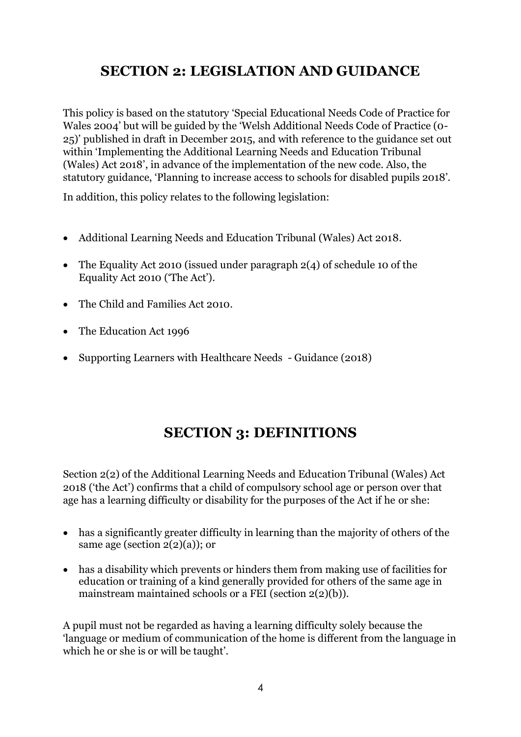## SECTION 2: LEGISLATION AND GUIDANCE

This policy is based on the statutory 'Special Educational Needs Code of Practice for Wales 2004' but will be guided by the 'Welsh Additional Needs Code of Practice (0-25)' published in draft in December 2015, and with reference to the guidance set out within 'Implementing the Additional Learning Needs and Education Tribunal (Wales) Act 2018', in advance of the implementation of the new code. Also, the statutory guidance, 'Planning to increase access to schools for disabled pupils 2018'.

In addition, this policy relates to the following legislation:

- Additional Learning Needs and Education Tribunal (Wales) Act 2018.
- The Equality Act 2010 (issued under paragraph 2(4) of schedule 10 of the Equality Act 2010 ('The Act').
- The Child and Families Act 2010.
- The Education Act 1996
- Supporting Learners with Healthcare Needs - Guidance (2018)

## SECTION 3: DEFINITIONS

Section 2(2) of the Additional Learning Needs and Education Tribunal (Wales) Act 2018 ('the Act') confirms that a child of compulsory school age or person over that age has a learning difficulty or disability for the purposes of the Act if he or she:

- has a significantly greater difficulty in learning than the majority of others of the same age (section 2(2)(a)); or
- has a disability which prevents or hinders them from making use of facilities for education or training of a kind generally provided for others of the same age in mainstream maintained schools or a FEI (section 2(2)(b)).

A pupil must not be regarded as having a learning difficulty solely because the 'language or medium of communication of the home is different from the language in which he or she is or will be taught'.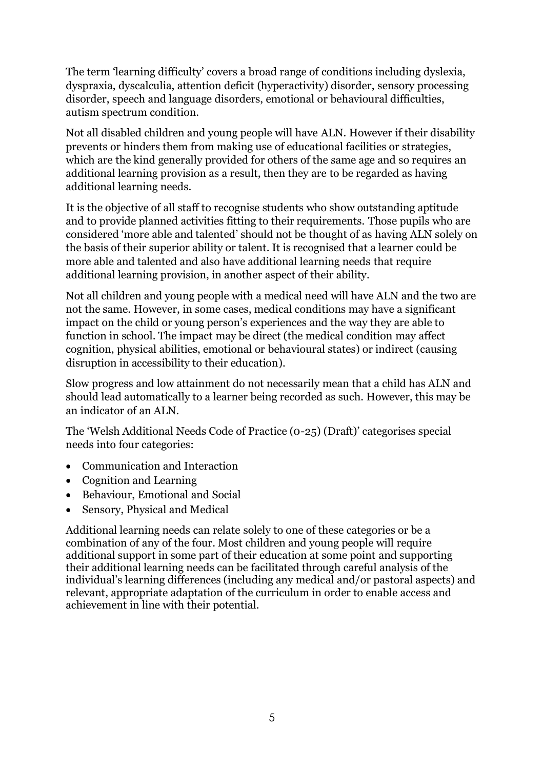The term 'learning difficulty' covers a broad range of conditions including dyslexia, dyspraxia, dyscalculia, attention deficit (hyperactivity) disorder, sensory processing disorder, speech and language disorders, emotional or behavioural difficulties, autism spectrum condition.

Not all disabled children and young people will have ALN. However if their disability prevents or hinders them from making use of educational facilities or strategies, which are the kind generally provided for others of the same age and so requires an additional learning provision as a result, then they are to be regarded as having additional learning needs.

It is the objective of all staff to recognise students who show outstanding aptitude and to provide planned activities fitting to their requirements. Those pupils who are considered 'more able and talented' should not be thought of as having ALN solely on the basis of their superior ability or talent. It is recognised that a learner could be more able and talented and also have additional learning needs that require additional learning provision, in another aspect of their ability.

Not all children and young people with a medical need will have ALN and the two are not the same. However, in some cases, medical conditions may have a significant impact on the child or young person's experiences and the way they are able to function in school. The impact may be direct (the medical condition may affect cognition, physical abilities, emotional or behavioural states) or indirect (causing disruption in accessibility to their education).

Slow progress and low attainment do not necessarily mean that a child has ALN and should lead automatically to a learner being recorded as such. However, this may be an indicator of an ALN.

The 'Welsh Additional Needs Code of Practice (0-25) (Draft)' categorises special needs into four categories:

- Communication and Interaction
- Cognition and Learning
- Behaviour, Emotional and Social
- Sensory, Physical and Medical

Additional learning needs can relate solely to one of these categories or be a combination of any of the four. Most children and young people will require additional support in some part of their education at some point and supporting their additional learning needs can be facilitated through careful analysis of the individual's learning differences (including any medical and/or pastoral aspects) and relevant, appropriate adaptation of the curriculum in order to enable access and achievement in line with their potential.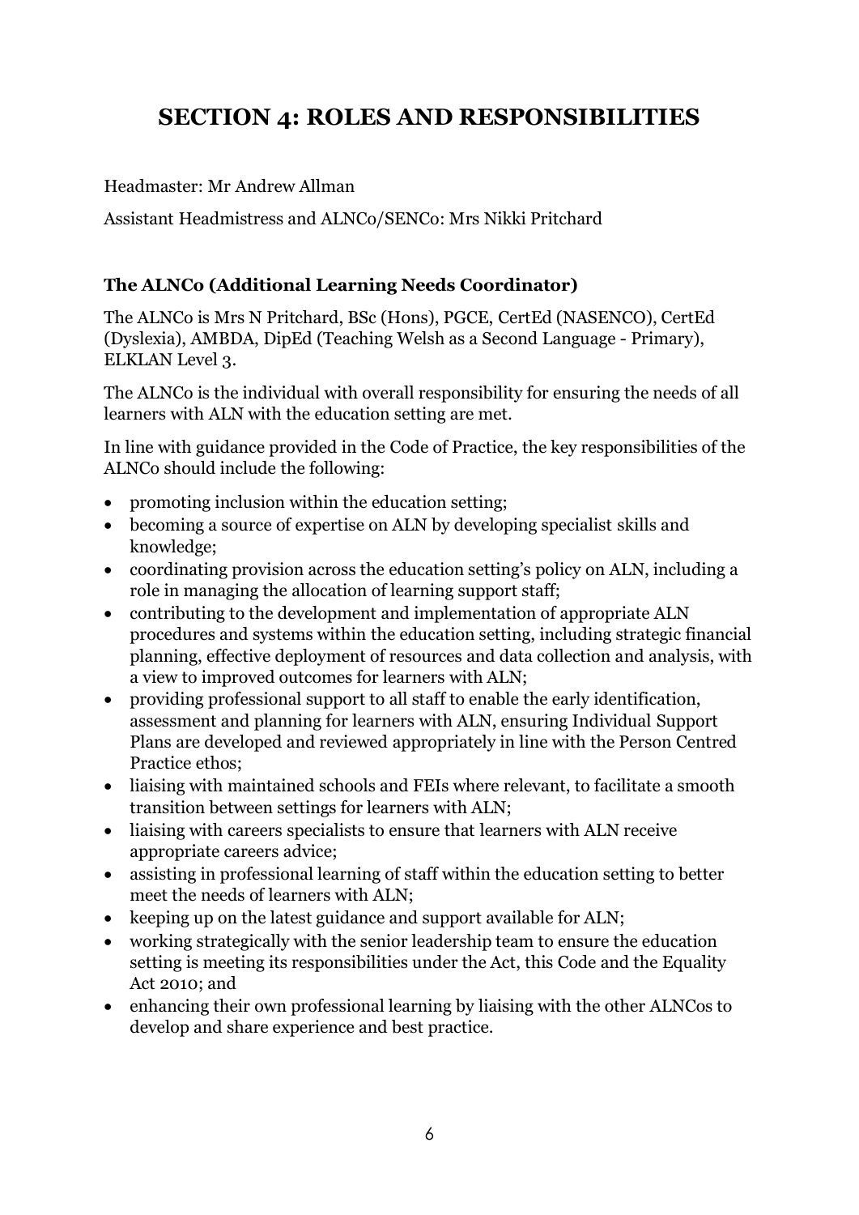# SECTION 4: ROLES AND RESPONSIBILITIES

Headmaster: Mr Andrew Allman

Assistant Headmistress and ALNCo/SENCo: Mrs Nikki Pritchard

### The ALNCo (Additional Learning Needs Coordinator)

The ALNCo is Mrs N Pritchard, BSc (Hons), PGCE, CertEd (NASENCO), CertEd (Dyslexia), AMBDA, DipEd (Teaching Welsh as a Second Language - Primary), ELKLAN Level 3.

The ALNCo is the individual with overall responsibility for ensuring the needs of all learners with ALN with the education setting are met.

In line with guidance provided in the Code of Practice, the key responsibilities of the ALNCo should include the following:

- promoting inclusion within the education setting;
- becoming a source of expertise on ALN by developing specialist skills and knowledge;
- coordinating provision across the education setting's policy on ALN, including a role in managing the allocation of learning support staff;
- contributing to the development and implementation of appropriate ALN procedures and systems within the education setting, including strategic financial planning, effective deployment of resources and data collection and analysis, with a view to improved outcomes for learners with ALN;
- providing professional support to all staff to enable the early identification, assessment and planning for learners with ALN, ensuring Individual Support Plans are developed and reviewed appropriately in line with the Person Centred Practice ethos;
- liaising with maintained schools and FEIs where relevant, to facilitate a smooth transition between settings for learners with ALN;
- liaising with careers specialists to ensure that learners with ALN receive appropriate careers advice;
- assisting in professional learning of staff within the education setting to better meet the needs of learners with ALN;
- keeping up on the latest guidance and support available for ALN;
- working strategically with the senior leadership team to ensure the education setting is meeting its responsibilities under the Act, this Code and the Equality Act 2010; and
- enhancing their own professional learning by liaising with the other ALNCos to develop and share experience and best practice.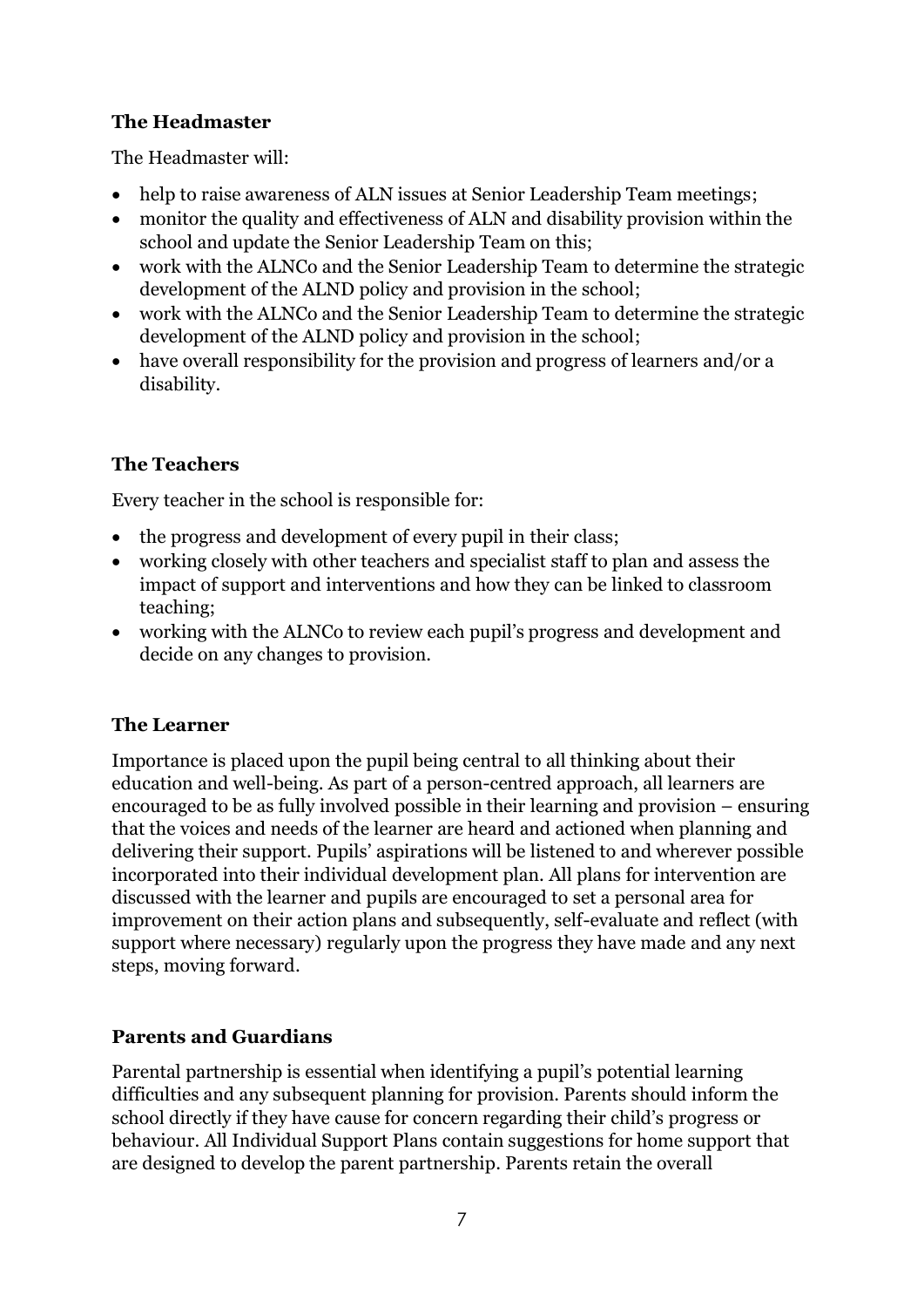**The Headmaster**

The Headmaster will:

- help to raise awareness of ALN issues at Senior Leadership Team meetings;
- monitor the quality and effectiveness of ALN and disability provision within the school and update the Senior Leadership Team on this;
- work with the ALNCo and the Senior Leadership Team to determine the strategic development of the ALND policy and provision in the school;
- work with the ALNCo and the Senior Leadership Team to determine the strategic development of the ALND policy and provision in the school;
- have overall responsibility for the provision and progress of learners and/or a disability.

**The Teachers**

Every teacher in the school is responsible for:

- the progress and development of every pupil in their class;
- working closely with other teachers and specialist staff to plan and assess the impact of support and interventions and how they can be linked to classroom teaching;
- working with the ALNCo to review each pupil's progress and development and decide on any changes to provision.

**The Learner**

Importance is placed upon the pupil being central to all thinking about their education and well-being. As part of a person-centred approach, all learners are encouraged to be as fully involved possible in their learning and provision – ensuring that the voices and needs of the learner are heard and actioned when planning and delivering their support. Pupils' aspirations will be listened to and wherever possible incorporated into their individual development plan. All plans for intervention are discussed with the learner and pupils are encouraged to set a personal area for improvement on their action plans and subsequently, self-evaluate and reflect (with support where necessary) regularly upon the progress they have made and any next steps, moving forward.

**Parents and Guardians**

Parental partnership is essential when identifying a pupil's potential learning difficulties and any subsequent planning for provision. Parents should inform the school directly if they have cause for concern regarding their child's progress or behaviour. All Individual Support Plans contain suggestions for home support that are designed to develop the parent partnership. Parents retain the overall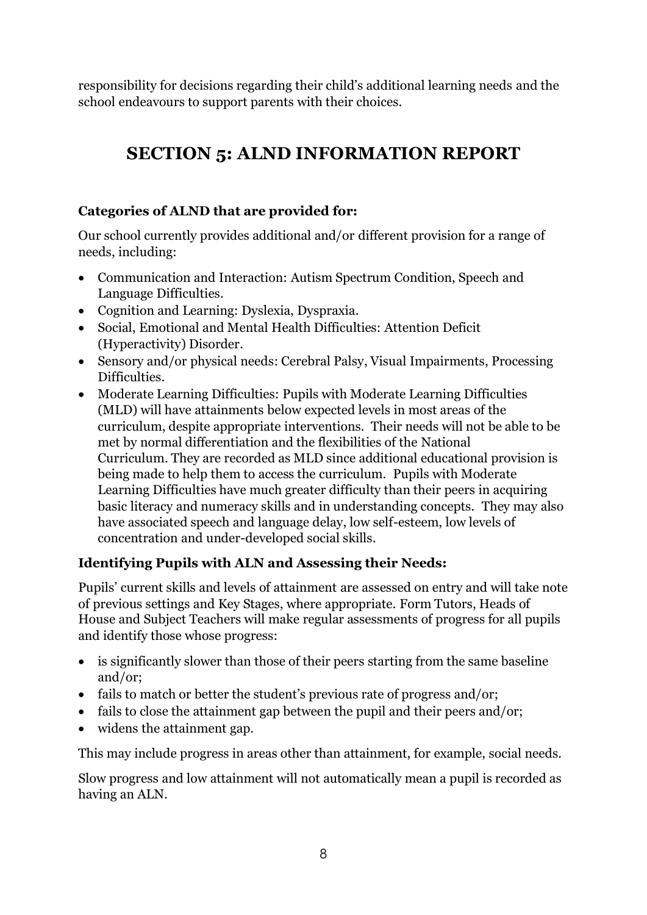responsibility for decisions regarding their child's additional learning needs and the school endeavours to support parents with their choices.

# SECTION 5: ALND INFORMATION REPORT

**Categories of ALND that are provided for:**

Our school currently provides additional and/or different provision for a range of needs, including:

- Communication and Interaction: Autism Spectrum Condition, Speech and Language Difficulties.
- Cognition and Learning: Dyslexia, Dyspraxia.
- Social, Emotional and Mental Health Difficulties: Attention Deficit (Hyperactivity) Disorder.
- Sensory and/or physical needs: Cerebral Palsy, Visual Impairments, Processing Difficulties.
- Moderate Learning Difficulties: Pupils with Moderate Learning Difficulties (MLD) will have attainments below expected levels in most areas of the curriculum, despite appropriate interventions. Their needs will not be able to be met by normal differentiation and the flexibilities of the National Curriculum. They are recorded as MLD since additional educational provision is being made to help them to access the curriculum. Pupils with Moderate Learning Difficulties have much greater difficulty than their peers in acquiring basic literacy and numeracy skills and in understanding concepts. They may also have associated speech and language delay, low self-esteem, low levels of concentration and under-developed social skills.

**Identifying Pupils with ALN and Assessing their Needs:**

Pupils' current skills and levels of attainment are assessed on entry and will take note of previous settings and Key Stages, where appropriate. Form Tutors, Heads of House and Subject Teachers will make regular assessments of progress for all pupils and identify those whose progress:

- is significantly slower than those of their peers starting from the same baseline and/or;
- fails to match or better the student's previous rate of progress and/or;
- fails to close the attainment gap between the pupil and their peers and/or;
- widens the attainment gap.

This may include progress in areas other than attainment, for example, social needs.

Slow progress and low attainment will not automatically mean a pupil is recorded as having an ALN.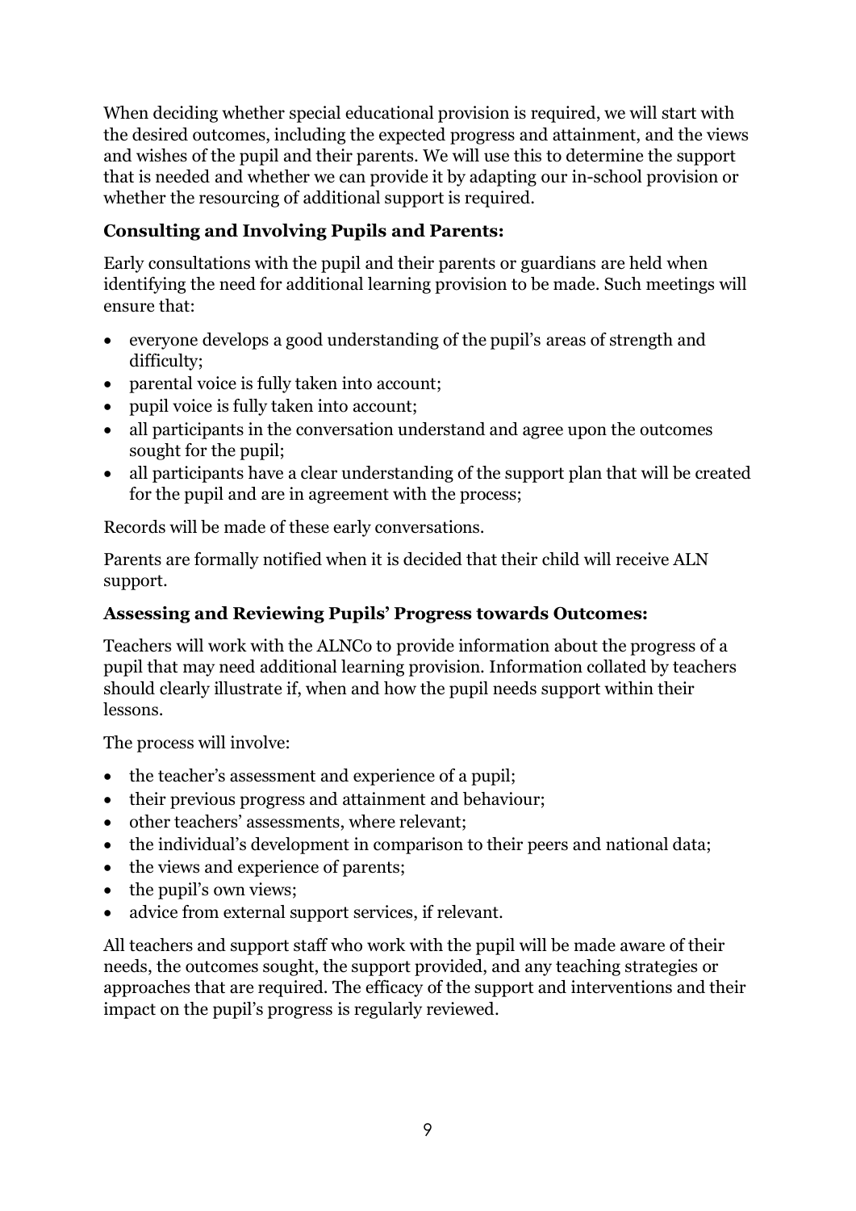When deciding whether special educational provision is required, we will start with the desired outcomes, including the expected progress and attainment, and the views and wishes of the pupil and their parents. We will use this to determine the support that is needed and whether we can provide it by adapting our in-school provision or whether the resourcing of additional support is required.

### Consulting and Involving Pupils and Parents:

Early consultations with the pupil and their parents or guardians are held when identifying the need for additional learning provision to be made. Such meetings will ensure that:

- everyone develops a good understanding of the pupil's areas of strength and difficulty;
- parental voice is fully taken into account;
- pupil voice is fully taken into account;
- all participants in the conversation understand and agree upon the outcomes sought for the pupil;
- all participants have a clear understanding of the support plan that will be created for the pupil and are in agreement with the process;

Records will be made of these early conversations.

Parents are formally notified when it is decided that their child will receive ALN support.

### Assessing and Reviewing Pupils' Progress towards Outcomes:

Teachers will work with the ALNCo to provide information about the progress of a pupil that may need additional learning provision. Information collated by teachers should clearly illustrate if, when and how the pupil needs support within their lessons.

The process will involve:

- the teacher's assessment and experience of a pupil;
- their previous progress and attainment and behaviour;
- other teachers' assessments, where relevant;
- the individual's development in comparison to their peers and national data;
- the views and experience of parents;
- the pupil's own views;
- advice from external support services, if relevant.

All teachers and support staff who work with the pupil will be made aware of their needs, the outcomes sought, the support provided, and any teaching strategies or approaches that are required. The efficacy of the support and interventions and their impact on the pupil's progress is regularly reviewed.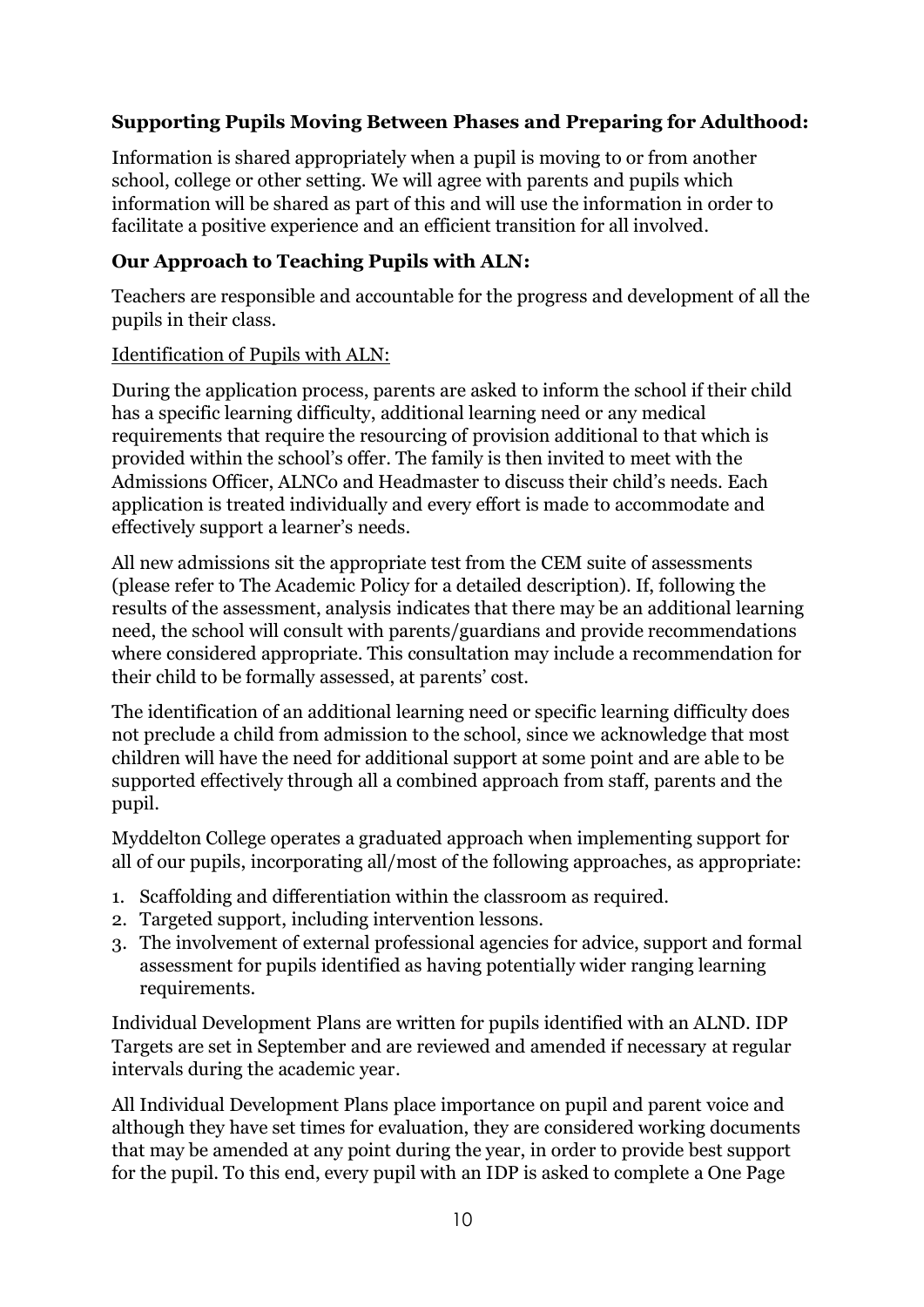### Supporting Pupils Moving Between Phases and Preparing for Adulthood:

Information is shared appropriately when a pupil is moving to or from another school, college or other setting. We will agree with parents and pupils which information will be shared as part of this and will use the information in order to facilitate a positive experience and an efficient transition for all involved.

### Our Approach to Teaching Pupils with ALN:

Teachers are responsible and accountable for the progress and development of all the pupils in their class.

<u>Identification of Pupils with ALN:</u>

During the application process, parents are asked to inform the school if their child has a specific learning difficulty, additional learning need or any medical requirements that require the resourcing of provision additional to that which is provided within the school's offer. The family is then invited to meet with the Admissions Officer, ALNCo and Headmaster to discuss their child's needs. Each application is treated individually and every effort is made to accommodate and effectively support a learner's needs.

All new admissions sit the appropriate test from the CEM suite of assessments (please refer to The Academic Policy for a detailed description). If, following the results of the assessment, analysis indicates that there may be an additional learning need, the school will consult with parents/guardians and provide recommendations where considered appropriate. This consultation may include a recommendation for their child to be formally assessed, at parents' cost.

The identification of an additional learning need or specific learning difficulty does not preclude a child from admission to the school, since we acknowledge that most children will have the need for additional support at some point and are able to be supported effectively through all a combined approach from staff, parents and the pupil.

Myddelton College operates a graduated approach when implementing support for all of our pupils, incorporating all/most of the following approaches, as appropriate:

1. Scaffolding and differentiation within the classroom as required.
2. Targeted support, including intervention lessons.
3. The involvement of external professional agencies for advice, support and formal assessment for pupils identified as having potentially wider ranging learning requirements.

Individual Development Plans are written for pupils identified with an ALND. IDP Targets are set in September and are reviewed and amended if necessary at regular intervals during the academic year.

All Individual Development Plans place importance on pupil and parent voice and although they have set times for evaluation, they are considered working documents that may be amended at any point during the year, in order to provide best support for the pupil. To this end, every pupil with an IDP is asked to complete a One Page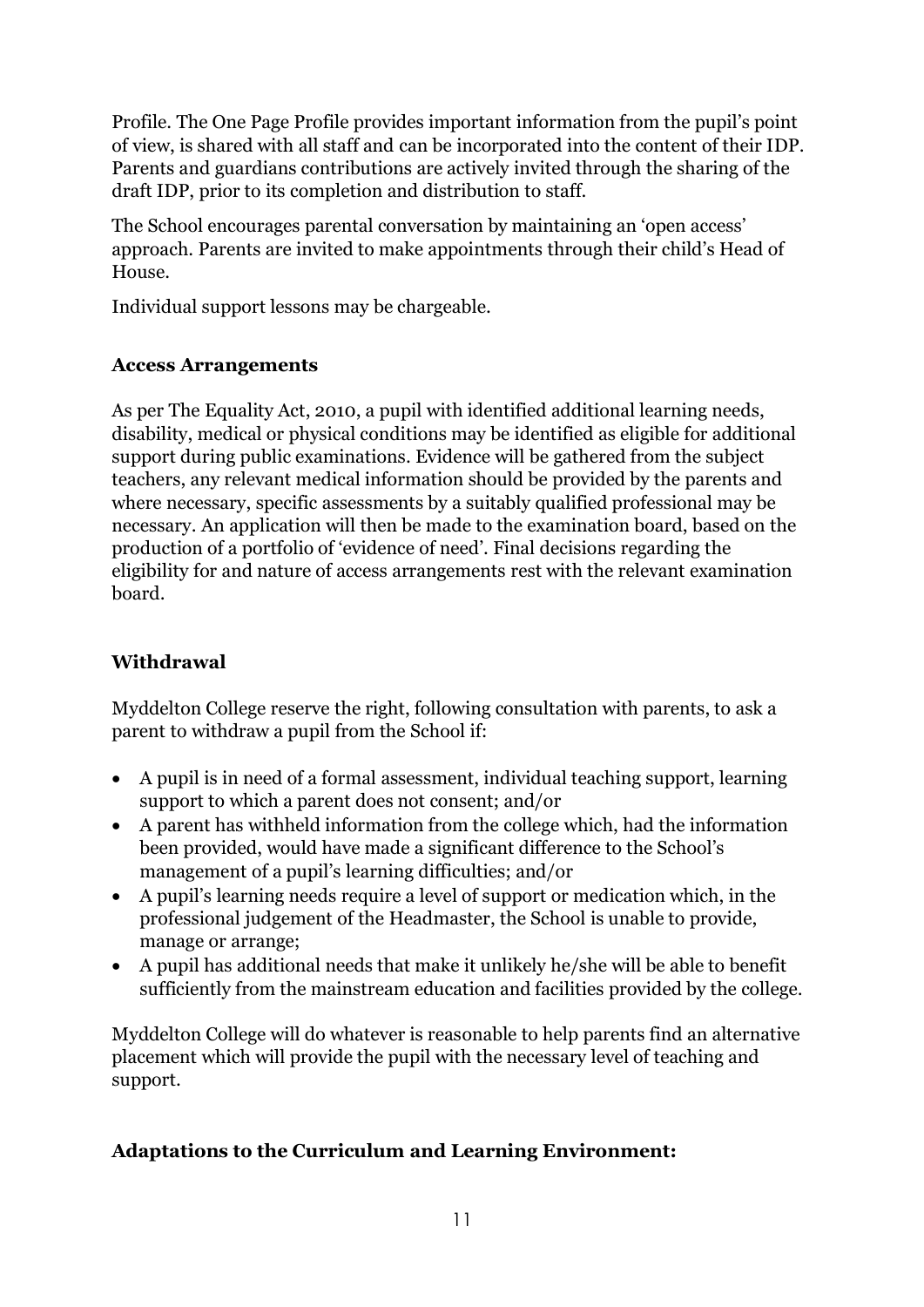Profile. The One Page Profile provides important information from the pupil's point of view, is shared with all staff and can be incorporated into the content of their IDP. Parents and guardians contributions are actively invited through the sharing of the draft IDP, prior to its completion and distribution to staff.

The School encourages parental conversation by maintaining an 'open access' approach. Parents are invited to make appointments through their child's Head of House.

Individual support lessons may be chargeable.

**Access Arrangements**

As per The Equality Act, 2010, a pupil with identified additional learning needs, disability, medical or physical conditions may be identified as eligible for additional support during public examinations. Evidence will be gathered from the subject teachers, any relevant medical information should be provided by the parents and where necessary, specific assessments by a suitably qualified professional may be necessary. An application will then be made to the examination board, based on the production of a portfolio of 'evidence of need'. Final decisions regarding the eligibility for and nature of access arrangements rest with the relevant examination board.

**Withdrawal**

Myddelton College reserve the right, following consultation with parents, to ask a parent to withdraw a pupil from the School if:

- A pupil is in need of a formal assessment, individual teaching support, learning support to which a parent does not consent; and/or
- A parent has withheld information from the college which, had the information been provided, would have made a significant difference to the School's management of a pupil's learning difficulties; and/or
- A pupil's learning needs require a level of support or medication which, in the professional judgement of the Headmaster, the School is unable to provide, manage or arrange;
- A pupil has additional needs that make it unlikely he/she will be able to benefit sufficiently from the mainstream education and facilities provided by the college.

Myddelton College will do whatever is reasonable to help parents find an alternative placement which will provide the pupil with the necessary level of teaching and support.

**Adaptations to the Curriculum and Learning Environment:**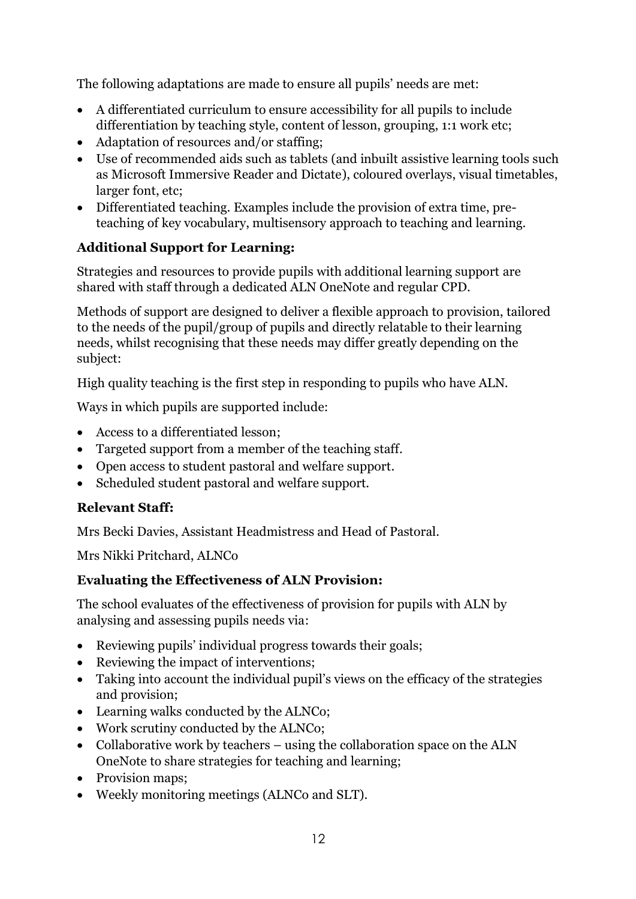The following adaptations are made to ensure all pupils' needs are met:

- A differentiated curriculum to ensure accessibility for all pupils to include differentiation by teaching style, content of lesson, grouping, 1:1 work etc;
- Adaptation of resources and/or staffing;
- Use of recommended aids such as tablets (and inbuilt assistive learning tools such as Microsoft Immersive Reader and Dictate), coloured overlays, visual timetables, larger font, etc;
- Differentiated teaching. Examples include the provision of extra time, pre-teaching of key vocabulary, multisensory approach to teaching and learning.

### Additional Support for Learning:

Strategies and resources to provide pupils with additional learning support are shared with staff through a dedicated ALN OneNote and regular CPD.

Methods of support are designed to deliver a flexible approach to provision, tailored to the needs of the pupil/group of pupils and directly relatable to their learning needs, whilst recognising that these needs may differ greatly depending on the subject:

High quality teaching is the first step in responding to pupils who have ALN.

Ways in which pupils are supported include:

- Access to a differentiated lesson;
- Targeted support from a member of the teaching staff.
- Open access to student pastoral and welfare support.
- Scheduled student pastoral and welfare support.

### Relevant Staff:

Mrs Becki Davies, Assistant Headmistress and Head of Pastoral.

Mrs Nikki Pritchard, ALNCo

### Evaluating the Effectiveness of ALN Provision:

The school evaluates of the effectiveness of provision for pupils with ALN by analysing and assessing pupils needs via:

- Reviewing pupils' individual progress towards their goals;
- Reviewing the impact of interventions;
- Taking into account the individual pupil's views on the efficacy of the strategies and provision;
- Learning walks conducted by the ALNCo;
- Work scrutiny conducted by the ALNCo;
- Collaborative work by teachers – using the collaboration space on the ALN OneNote to share strategies for teaching and learning;
- Provision maps;
- Weekly monitoring meetings (ALNCo and SLT).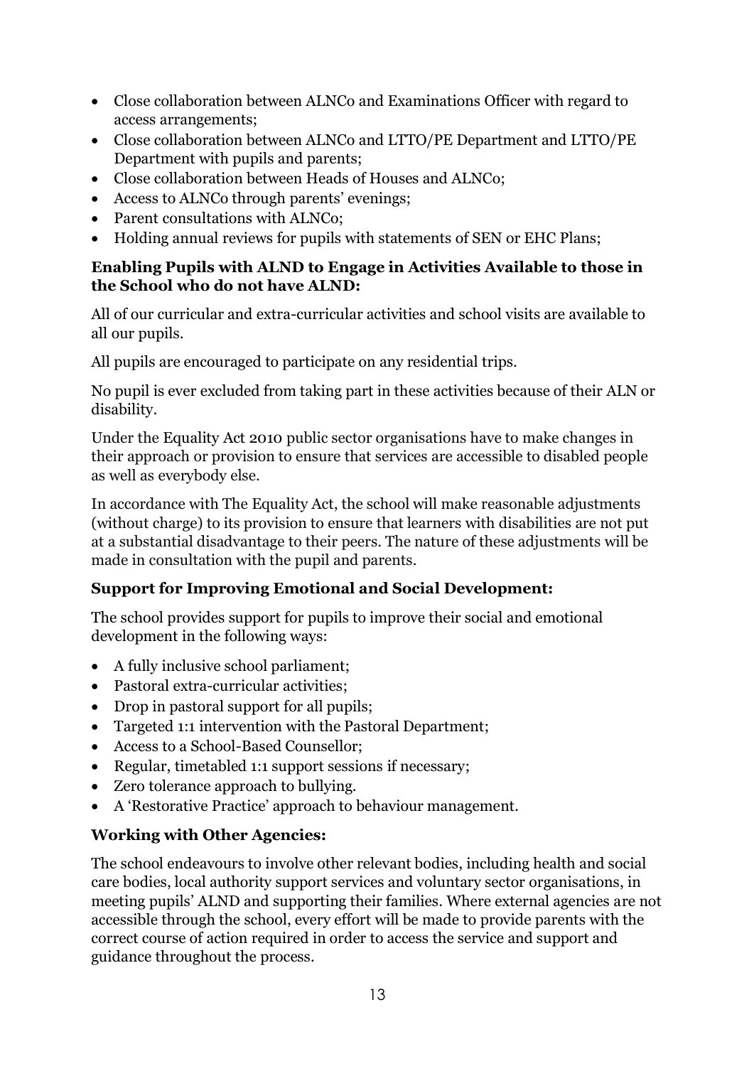- Close collaboration between ALNCo and Examinations Officer with regard to access arrangements;
- Close collaboration between ALNCo and LTTO/PE Department and LTTO/PE Department with pupils and parents;
- Close collaboration between Heads of Houses and ALNCo;
- Access to ALNCo through parents' evenings;
- Parent consultations with ALNCo;
- Holding annual reviews for pupils with statements of SEN or EHC Plans;

**Enabling Pupils with ALND to Engage in Activities Available to those in the School who do not have ALND:**

All of our curricular and extra-curricular activities and school visits are available to all our pupils.

All pupils are encouraged to participate on any residential trips.

No pupil is ever excluded from taking part in these activities because of their ALN or disability.

Under the Equality Act 2010 public sector organisations have to make changes in their approach or provision to ensure that services are accessible to disabled people as well as everybody else.

In accordance with The Equality Act, the school will make reasonable adjustments (without charge) to its provision to ensure that learners with disabilities are not put at a substantial disadvantage to their peers. The nature of these adjustments will be made in consultation with the pupil and parents.

**Support for Improving Emotional and Social Development:**

The school provides support for pupils to improve their social and emotional development in the following ways:

- A fully inclusive school parliament;
- Pastoral extra-curricular activities;
- Drop in pastoral support for all pupils;
- Targeted 1:1 intervention with the Pastoral Department;
- Access to a School-Based Counsellor;
- Regular, timetabled 1:1 support sessions if necessary;
- Zero tolerance approach to bullying.
- A 'Restorative Practice' approach to behaviour management.

**Working with Other Agencies:**

The school endeavours to involve other relevant bodies, including health and social care bodies, local authority support services and voluntary sector organisations, in meeting pupils' ALND and supporting their families. Where external agencies are not accessible through the school, every effort will be made to provide parents with the correct course of action required in order to access the service and support and guidance throughout the process.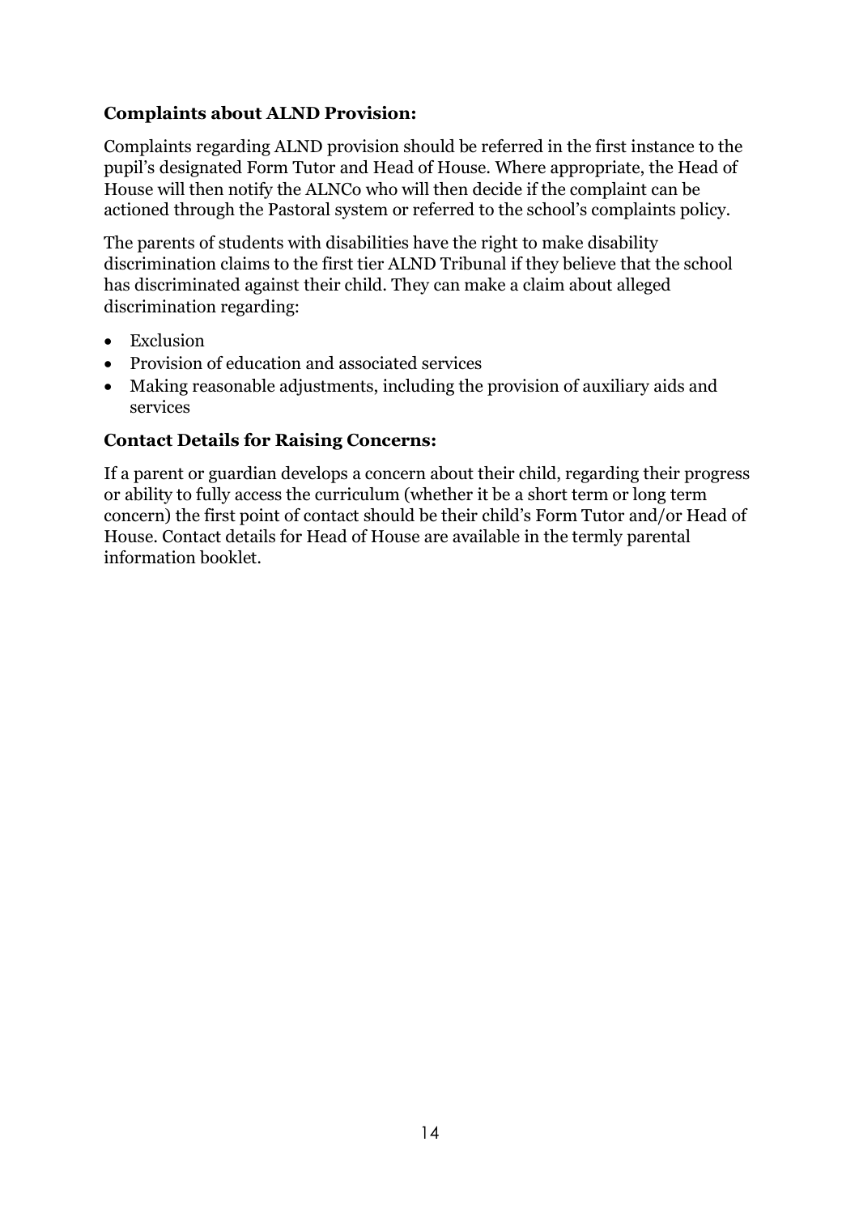**Complaints about ALND Provision:**

Complaints regarding ALND provision should be referred in the first instance to the pupil's designated Form Tutor and Head of House. Where appropriate, the Head of House will then notify the ALNCo who will then decide if the complaint can be actioned through the Pastoral system or referred to the school's complaints policy.

The parents of students with disabilities have the right to make disability discrimination claims to the first tier ALND Tribunal if they believe that the school has discriminated against their child. They can make a claim about alleged discrimination regarding:

- Exclusion
- Provision of education and associated services
- Making reasonable adjustments, including the provision of auxiliary aids and services

**Contact Details for Raising Concerns:**

If a parent or guardian develops a concern about their child, regarding their progress or ability to fully access the curriculum (whether it be a short term or long term concern) the first point of contact should be their child's Form Tutor and/or Head of House. Contact details for Head of House are available in the termly parental information booklet.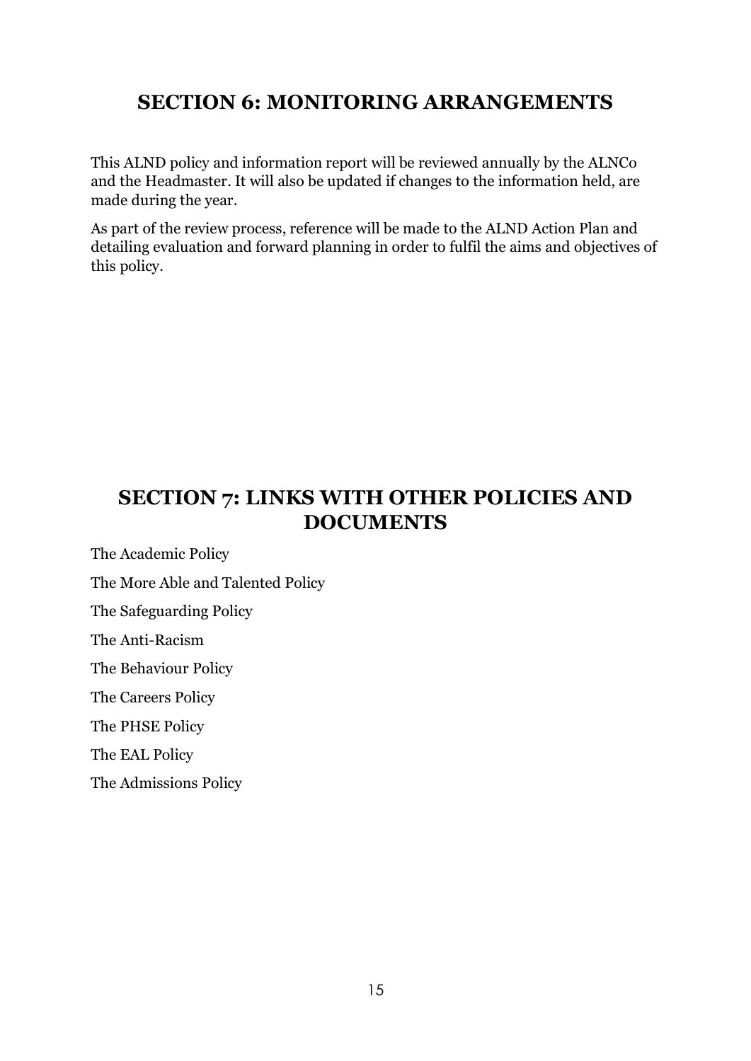## SECTION 6: MONITORING ARRANGEMENTS

This ALND policy and information report will be reviewed annually by the ALNCo and the Headmaster. It will also be updated if changes to the information held, are made during the year.

As part of the review process, reference will be made to the ALND Action Plan and detailing evaluation and forward planning in order to fulfil the aims and objectives of this policy.

## SECTION 7: LINKS WITH OTHER POLICIES AND DOCUMENTS

The Academic Policy

The More Able and Talented Policy

The Safeguarding Policy

The Anti-Racism

The Behaviour Policy

The Careers Policy

The PHSE Policy

The EAL Policy

The Admissions Policy